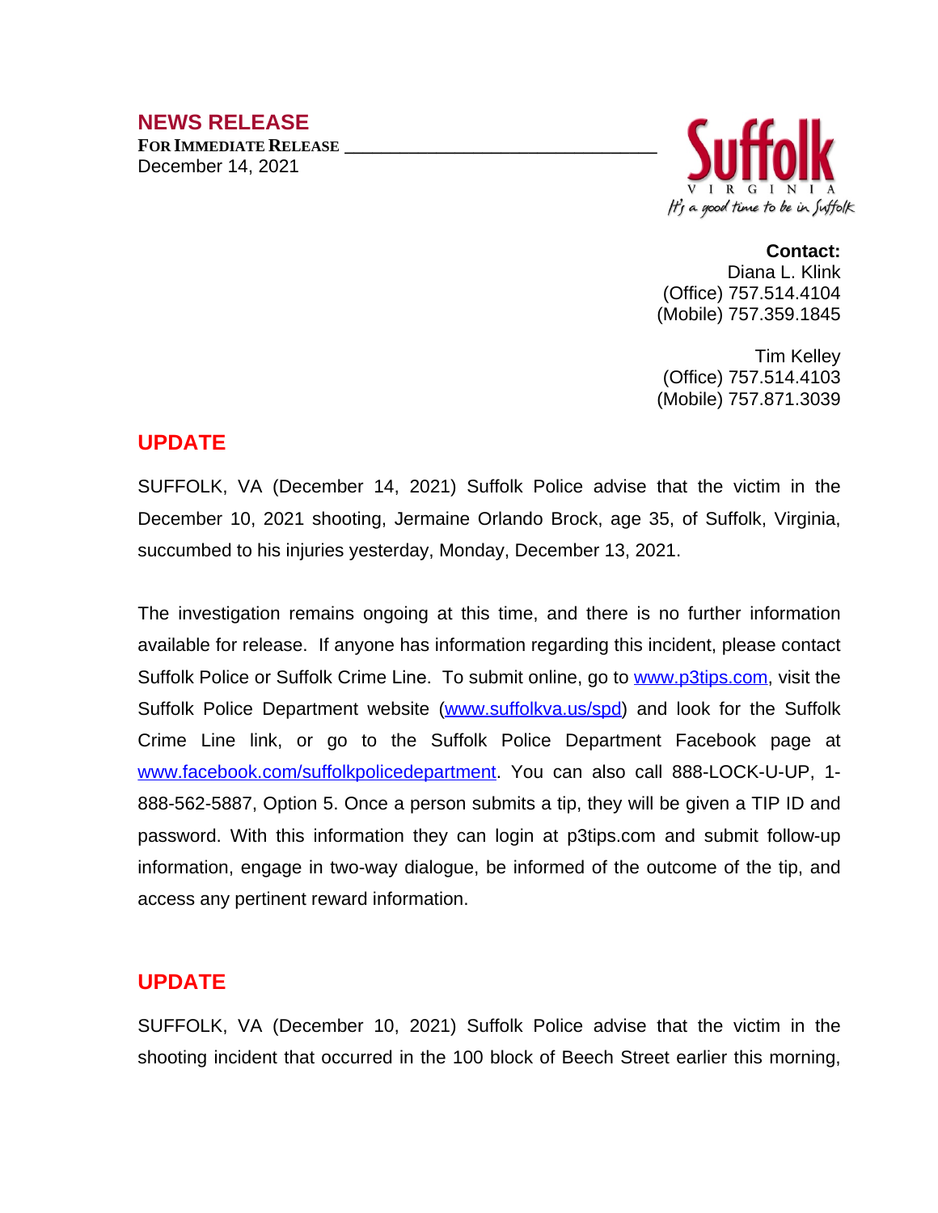## NEWS RELEASE

**FOR IMMEDIATE RELEASE**

December 14, 2021

Suffolk VIRGINIA

*It's a good time to be in Suffolk*

**Contact:**
Diana L. Klink
(Office) 757.514.4104
(Mobile) 757.359.1845

Tim Kelley
(Office) 757.514.4103
(Mobile) 757.871.3039

## UPDATE

SUFFOLK, VA (December 14, 2021) Suffolk Police advise that the victim in the December 10, 2021 shooting, Jermaine Orlando Brock, age 35, of Suffolk, Virginia, succumbed to his injuries yesterday, Monday, December 13, 2021.

The investigation remains ongoing at this time, and there is no further information available for release. If anyone has information regarding this incident, please contact Suffolk Police or Suffolk Crime Line. To submit online, go to [www.p3tips.com](http://www.p3tips.com), visit the Suffolk Police Department website ([www.suffolkva.us/spd](http://www.suffolkva.us/spd)) and look for the Suffolk Crime Line link, or go to the Suffolk Police Department Facebook page at [www.facebook.com/suffolkpolicedepartment](http://www.facebook.com/suffolkpolicedepartment). You can also call 888-LOCK-U-UP, 1-888-562-5887, Option 5. Once a person submits a tip, they will be given a TIP ID and password. With this information they can login at p3tips.com and submit follow-up information, engage in two-way dialogue, be informed of the outcome of the tip, and access any pertinent reward information.

## UPDATE

SUFFOLK, VA (December 10, 2021) Suffolk Police advise that the victim in the shooting incident that occurred in the 100 block of Beech Street earlier this morning,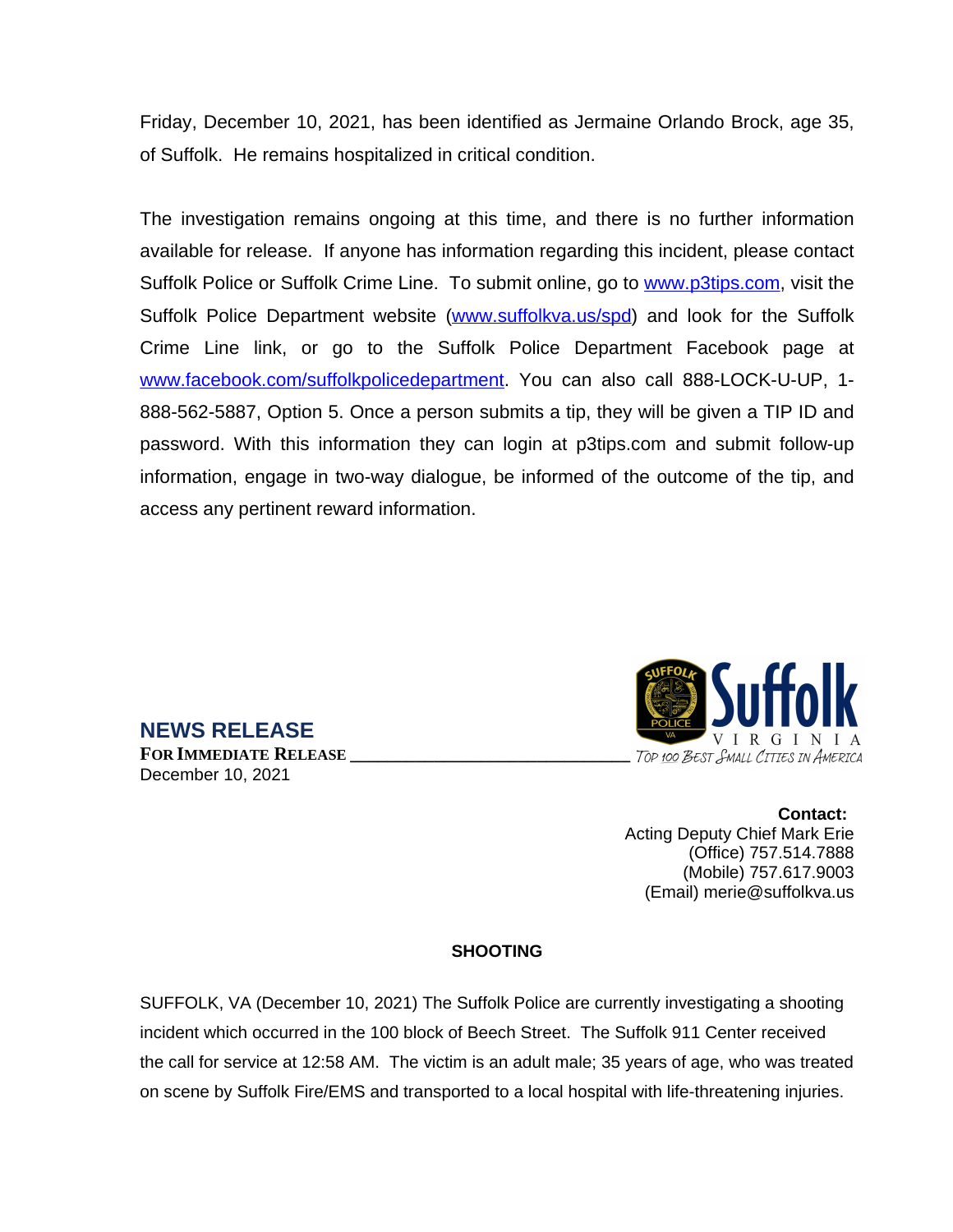Friday, December 10, 2021, has been identified as Jermaine Orlando Brock, age 35, of Suffolk. He remains hospitalized in critical condition.

The investigation remains ongoing at this time, and there is no further information available for release. If anyone has information regarding this incident, please contact Suffolk Police or Suffolk Crime Line. To submit online, go to [www.p3tips.com](http://www.p3tips.com), visit the Suffolk Police Department website ([www.suffolkva.us/spd](http://www.suffolkva.us/spd)) and look for the Suffolk Crime Line link, or go to the Suffolk Police Department Facebook page at [www.facebook.com/suffolkpolicedepartment](http://www.facebook.com/suffolkpolicedepartment). You can also call 888-LOCK-U-UP, 1-888-562-5887, Option 5. Once a person submits a tip, they will be given a TIP ID and password. With this information they can login at p3tips.com and submit follow-up information, engage in two-way dialogue, be informed of the outcome of the tip, and access any pertinent reward information.

## NEWS RELEASE

**FOR IMMEDIATE RELEASE**
December 10, 2021

Suffolk VIRGINIA
*Top 100 Best Small Cities in America*

**Contact:**
Acting Deputy Chief Mark Erie
(Office) 757.514.7888
(Mobile) 757.617.9003
(Email) merie@suffolkva.us

### SHOOTING

SUFFOLK, VA (December 10, 2021) The Suffolk Police are currently investigating a shooting incident which occurred in the 100 block of Beech Street. The Suffolk 911 Center received the call for service at 12:58 AM. The victim is an adult male; 35 years of age, who was treated on scene by Suffolk Fire/EMS and transported to a local hospital with life-threatening injuries.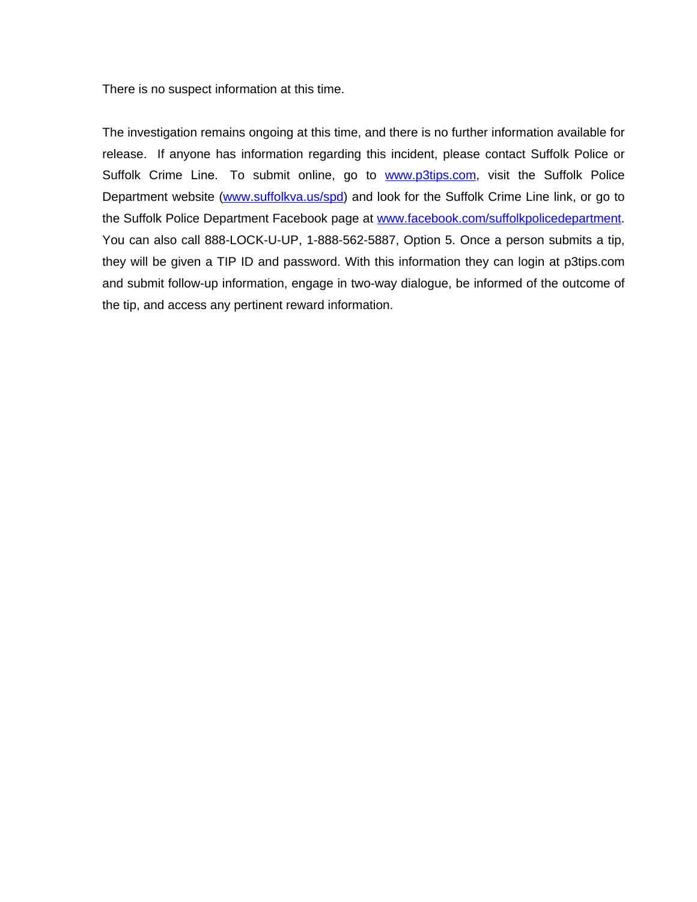There is no suspect information at this time.

The investigation remains ongoing at this time, and there is no further information available for release. If anyone has information regarding this incident, please contact Suffolk Police or Suffolk Crime Line. To submit online, go to [www.p3tips.com](http://www.p3tips.com), visit the Suffolk Police Department website ([www.suffolkva.us/spd](http://www.suffolkva.us/spd)) and look for the Suffolk Crime Line link, or go to the Suffolk Police Department Facebook page at [www.facebook.com/suffolkpolicedepartment](http://www.facebook.com/suffolkpolicedepartment). You can also call 888-LOCK-U-UP, 1-888-562-5887, Option 5. Once a person submits a tip, they will be given a TIP ID and password. With this information they can login at p3tips.com and submit follow-up information, engage in two-way dialogue, be informed of the outcome of the tip, and access any pertinent reward information.